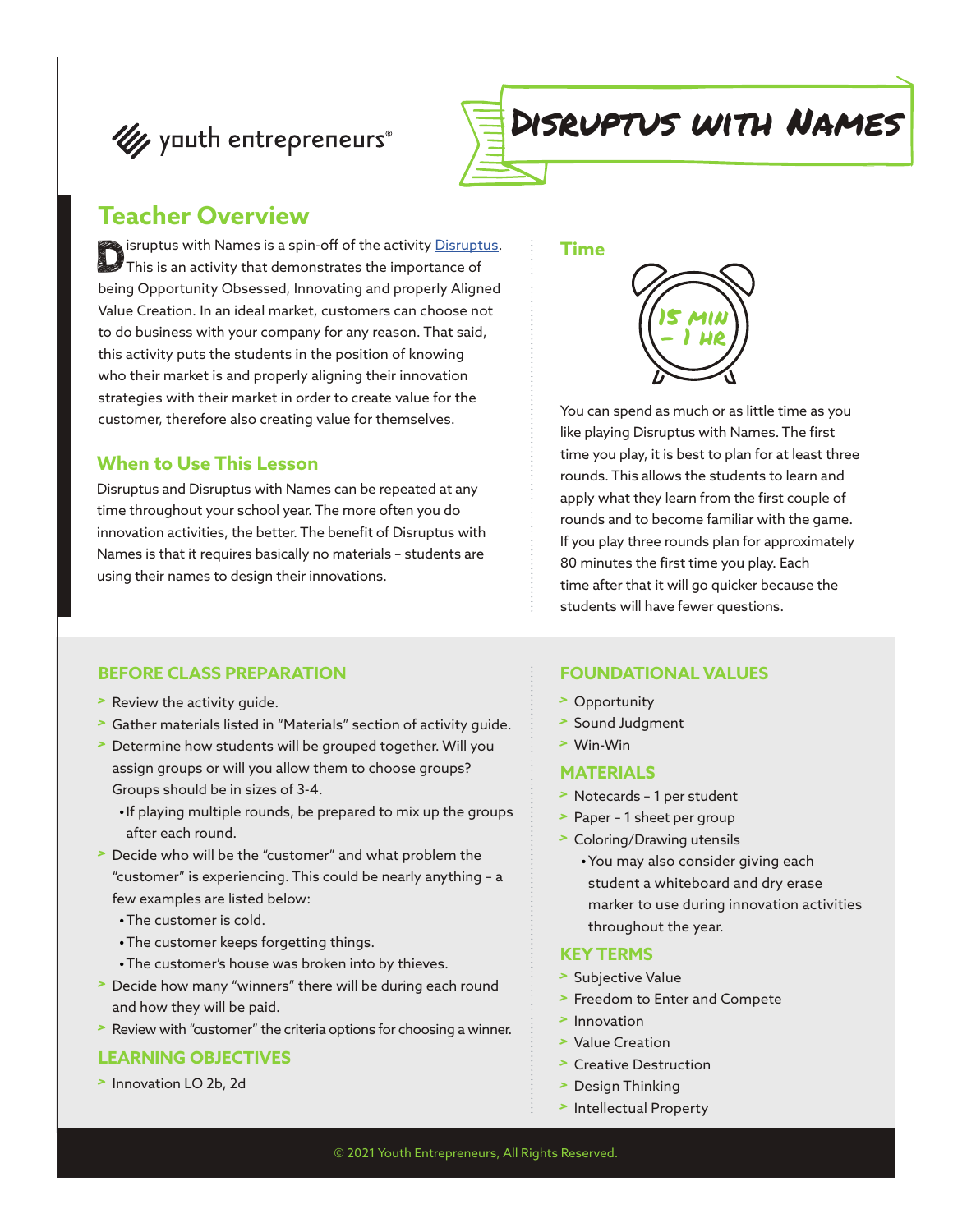youth entrepreneurs®

# Disruptus with Names

## Teacher Overview

Disruptus with Names is a spin-off of the activity [Disruptus](). This is an activity that demonstrates the importance of being Opportunity Obsessed, Innovating and properly Aligned Value Creation. In an ideal market, customers can choose not to do business with your company for any reason. That said, this activity puts the students in the position of knowing who their market is and properly aligning their innovation strategies with their market in order to create value for the customer, therefore also creating value for themselves.

### When to Use This Lesson

Disruptus and Disruptus with Names can be repeated at any time throughout your school year. The more often you do innovation activities, the better. The benefit of Disruptus with Names is that it requires basically no materials – students are using their names to design their innovations.

### Time

15 MIN – 1 HR

You can spend as much or as little time as you like playing Disruptus with Names. The first time you play, it is best to plan for at least three rounds. This allows the students to learn and apply what they learn from the first couple of rounds and to become familiar with the game. If you play three rounds plan for approximately 80 minutes the first time you play. Each time after that it will go quicker because the students will have fewer questions.

### BEFORE CLASS PREPARATION

- Review the activity guide.
- Gather materials listed in "Materials" section of activity guide.
- Determine how students will be grouped together. Will you assign groups or will you allow them to choose groups? Groups should be in sizes of 3-4.
  - If playing multiple rounds, be prepared to mix up the groups after each round.
- Decide who will be the "customer" and what problem the "customer" is experiencing. This could be nearly anything – a few examples are listed below:
  - The customer is cold.
  - The customer keeps forgetting things.
  - The customer's house was broken into by thieves.
- Decide how many "winners" there will be during each round and how they will be paid.
- Review with "customer" the criteria options for choosing a winner.

### LEARNING OBJECTIVES

- Innovation LO 2b, 2d

### FOUNDATIONAL VALUES

- Opportunity
- Sound Judgment
- Win-Win

### MATERIALS

- Notecards – 1 per student
- Paper – 1 sheet per group
- Coloring/Drawing utensils
  - You may also consider giving each student a whiteboard and dry erase marker to use during innovation activities throughout the year.

### KEY TERMS

- Subjective Value
- Freedom to Enter and Compete
- Innovation
- Value Creation
- Creative Destruction
- Design Thinking
- Intellectual Property

© 2021 Youth Entrepreneurs, All Rights Reserved.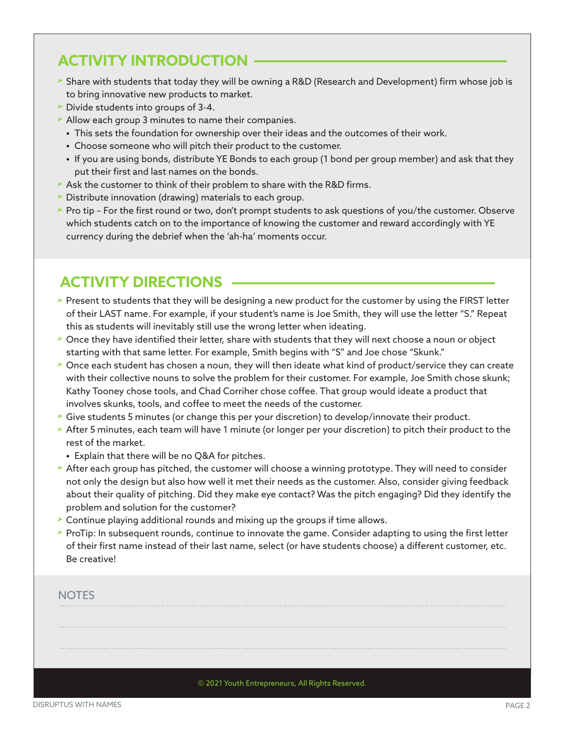## ACTIVITY INTRODUCTION

- Share with students that today they will be owning a R&D (Research and Development) firm whose job is to bring innovative new products to market.
- Divide students into groups of 3-4.
- Allow each group 3 minutes to name their companies.
  - This sets the foundation for ownership over their ideas and the outcomes of their work.
  - Choose someone who will pitch their product to the customer.
  - If you are using bonds, distribute YE Bonds to each group (1 bond per group member) and ask that they put their first and last names on the bonds.
- Ask the customer to think of their problem to share with the R&D firms.
- Distribute innovation (drawing) materials to each group.
- Pro tip – For the first round or two, don't prompt students to ask questions of you/the customer. Observe which students catch on to the importance of knowing the customer and reward accordingly with YE currency during the debrief when the 'ah-ha' moments occur.

## ACTIVITY DIRECTIONS

- Present to students that they will be designing a new product for the customer by using the FIRST letter of their LAST name. For example, if your student's name is Joe Smith, they will use the letter "S." Repeat this as students will inevitably still use the wrong letter when ideating.
- Once they have identified their letter, share with students that they will next choose a noun or object starting with that same letter. For example, Smith begins with "S" and Joe chose "Skunk."
- Once each student has chosen a noun, they will then ideate what kind of product/service they can create with their collective nouns to solve the problem for their customer. For example, Joe Smith chose skunk; Kathy Tooney chose tools, and Chad Corriher chose coffee. That group would ideate a product that involves skunks, tools, and coffee to meet the needs of the customer.
- Give students 5 minutes (or change this per your discretion) to develop/innovate their product.
- After 5 minutes, each team will have 1 minute (or longer per your discretion) to pitch their product to the rest of the market.
  - Explain that there will be no Q&A for pitches.
- After each group has pitched, the customer will choose a winning prototype. They will need to consider not only the design but also how well it met their needs as the customer. Also, consider giving feedback about their quality of pitching. Did they make eye contact? Was the pitch engaging? Did they identify the problem and solution for the customer?
- Continue playing additional rounds and mixing up the groups if time allows.
- ProTip: In subsequent rounds, continue to innovate the game. Consider adapting to using the first letter of their first name instead of their last name, select (or have students choose) a different customer, etc. Be creative!

NOTES

© 2021 Youth Entrepreneurs, All Rights Reserved.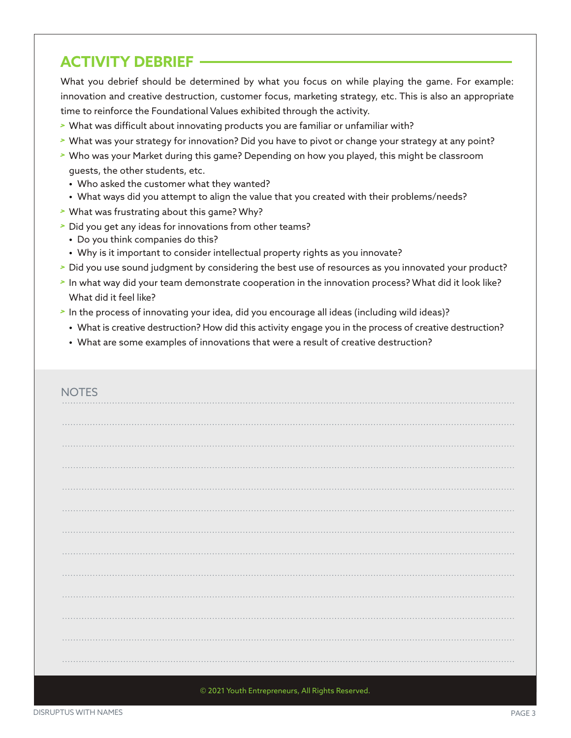## ACTIVITY DEBRIEF

What you debrief should be determined by what you focus on while playing the game. For example: innovation and creative destruction, customer focus, marketing strategy, etc. This is also an appropriate time to reinforce the Foundational Values exhibited through the activity.

- What was difficult about innovating products you are familiar or unfamiliar with?
- What was your strategy for innovation? Did you have to pivot or change your strategy at any point?
- Who was your Market during this game? Depending on how you played, this might be classroom guests, the other students, etc.
  - Who asked the customer what they wanted?
  - What ways did you attempt to align the value that you created with their problems/needs?
- What was frustrating about this game? Why?
- Did you get any ideas for innovations from other teams?
  - Do you think companies do this?
  - Why is it important to consider intellectual property rights as you innovate?
- Did you use sound judgment by considering the best use of resources as you innovated your product?
- In what way did your team demonstrate cooperation in the innovation process? What did it look like? What did it feel like?
- In the process of innovating your idea, did you encourage all ideas (including wild ideas)?
  - What is creative destruction? How did this activity engage you in the process of creative destruction?
  - What are some examples of innovations that were a result of creative destruction?

NOTES

© 2021 Youth Entrepreneurs, All Rights Reserved.